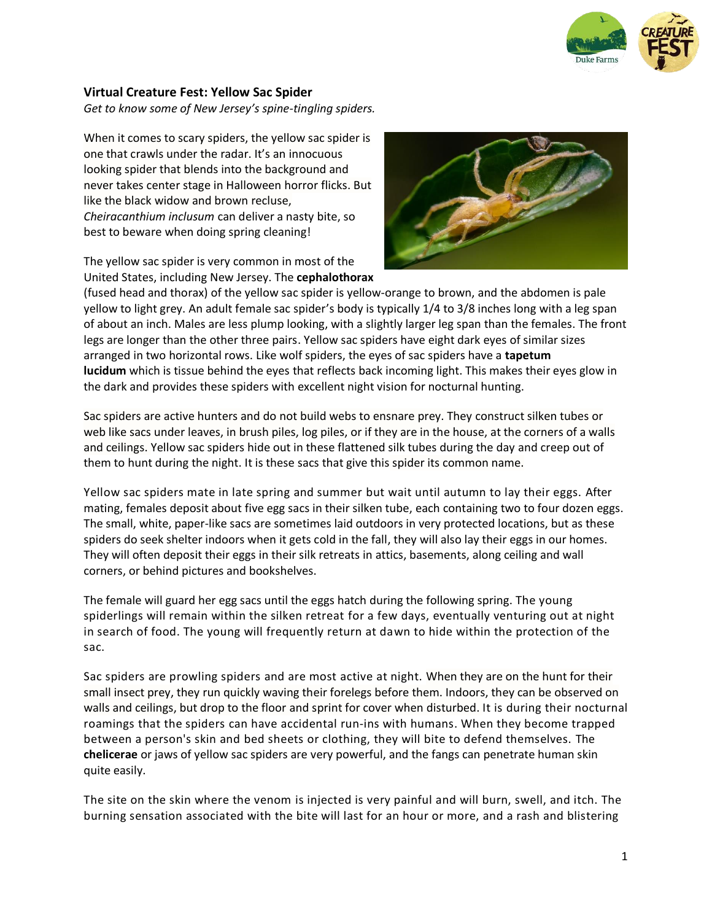### Virtual Creature Fest: Yellow Sac Spider

*Get to know some of New Jersey's spine-tingling spiders.*

When it comes to scary spiders, the yellow sac spider is one that crawls under the radar. It's an innocuous looking spider that blends into the background and never takes center stage in Halloween horror flicks. But like the black widow and brown recluse, *Cheiracanthium inclusum* can deliver a nasty bite, so best to beware when doing spring cleaning!

The yellow sac spider is very common in most of the United States, including New Jersey. The **cephalothorax** (fused head and thorax) of the yellow sac spider is yellow-orange to brown, and the abdomen is pale yellow to light grey. An adult female sac spider's body is typically 1/4 to 3/8 inches long with a leg span of about an inch. Males are less plump looking, with a slightly larger leg span than the females. The front legs are longer than the other three pairs. Yellow sac spiders have eight dark eyes of similar sizes arranged in two horizontal rows. Like wolf spiders, the eyes of sac spiders have a **tapetum lucidum** which is tissue behind the eyes that reflects back incoming light. This makes their eyes glow in the dark and provides these spiders with excellent night vision for nocturnal hunting.

Sac spiders are active hunters and do not build webs to ensnare prey. They construct silken tubes or web like sacs under leaves, in brush piles, log piles, or if they are in the house, at the corners of a walls and ceilings. Yellow sac spiders hide out in these flattened silk tubes during the day and creep out of them to hunt during the night. It is these sacs that give this spider its common name.

Yellow sac spiders mate in late spring and summer but wait until autumn to lay their eggs. After mating, females deposit about five egg sacs in their silken tube, each containing two to four dozen eggs. The small, white, paper-like sacs are sometimes laid outdoors in very protected locations, but as these spiders do seek shelter indoors when it gets cold in the fall, they will also lay their eggs in our homes. They will often deposit their eggs in their silk retreats in attics, basements, along ceiling and wall corners, or behind pictures and bookshelves.

The female will guard her egg sacs until the eggs hatch during the following spring. The young spiderlings will remain within the silken retreat for a few days, eventually venturing out at night in search of food. The young will frequently return at dawn to hide within the protection of the sac.

Sac spiders are prowling spiders and are most active at night. When they are on the hunt for their small insect prey, they run quickly waving their forelegs before them. Indoors, they can be observed on walls and ceilings, but drop to the floor and sprint for cover when disturbed. It is during their nocturnal roamings that the spiders can have accidental run-ins with humans. When they become trapped between a person's skin and bed sheets or clothing, they will bite to defend themselves. The **chelicerae** or jaws of yellow sac spiders are very powerful, and the fangs can penetrate human skin quite easily.

The site on the skin where the venom is injected is very painful and will burn, swell, and itch. The burning sensation associated with the bite will last for an hour or more, and a rash and blistering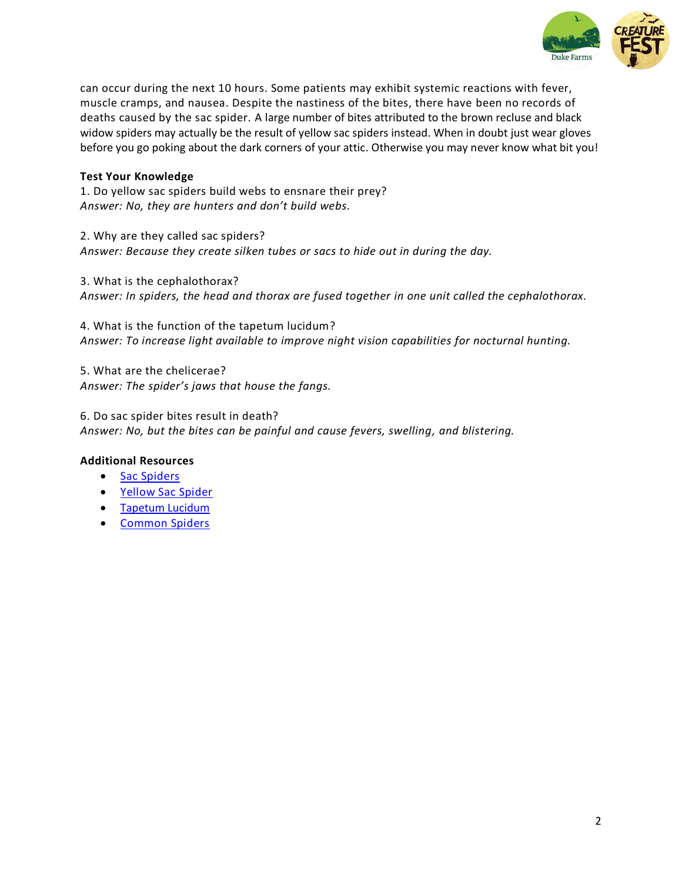can occur during the next 10 hours. Some patients may exhibit systemic reactions with fever, muscle cramps, and nausea. Despite the nastiness of the bites, there have been no records of deaths caused by the sac spider. A large number of bites attributed to the brown recluse and black widow spiders may actually be the result of yellow sac spiders instead. When in doubt just wear gloves before you go poking about the dark corners of your attic. Otherwise you may never know what bit you!

**Test Your Knowledge**

1. Do yellow sac spiders build webs to ensnare their prey?
*Answer: No, they are hunters and don't build webs.*

2. Why are they called sac spiders?
*Answer: Because they create silken tubes or sacs to hide out in during the day.*

3. What is the cephalothorax?
*Answer: In spiders, the head and thorax are fused together in one unit called the cephalothorax.*

4. What is the function of the tapetum lucidum?
*Answer: To increase light available to improve night vision capabilities for nocturnal hunting.*

5. What are the chelicerae?
*Answer: The spider's jaws that house the fangs.*

6. Do sac spider bites result in death?
*Answer: No, but the bites can be painful and cause fevers, swelling, and blistering.*

**Additional Resources**

- Sac Spiders
- Yellow Sac Spider
- Tapetum Lucidum
- Common Spiders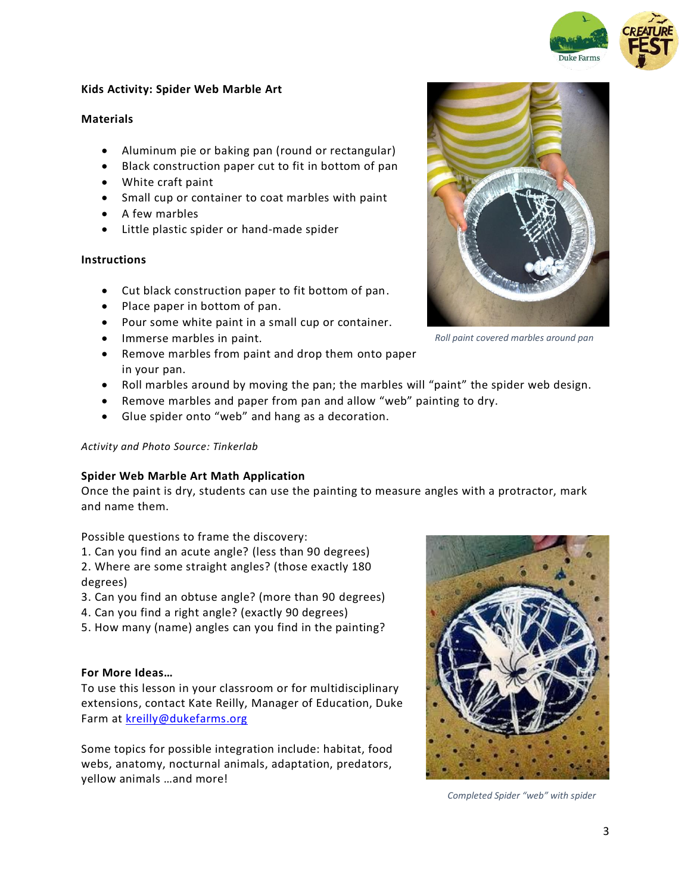**Kids Activity: Spider Web Marble Art**

**Materials**

- Aluminum pie or baking pan (round or rectangular)
- Black construction paper cut to fit in bottom of pan
- White craft paint
- Small cup or container to coat marbles with paint
- A few marbles
- Little plastic spider or hand-made spider

**Instructions**

- Cut black construction paper to fit bottom of pan.
- Place paper in bottom of pan.
- Pour some white paint in a small cup or container.
- Immerse marbles in paint.
- Remove marbles from paint and drop them onto paper in your pan.
- Roll marbles around by moving the pan; the marbles will "paint" the spider web design.
- Remove marbles and paper from pan and allow "web" painting to dry.
- Glue spider onto "web" and hang as a decoration.

*Roll paint covered marbles around pan*

*Activity and Photo Source: Tinkerlab*

**Spider Web Marble Art Math Application**

Once the paint is dry, students can use the painting to measure angles with a protractor, mark and name them.

Possible questions to frame the discovery:

1. Can you find an acute angle? (less than 90 degrees)
2. Where are some straight angles? (those exactly 180 degrees)
3. Can you find an obtuse angle? (more than 90 degrees)
4. Can you find a right angle? (exactly 90 degrees)
5. How many (name) angles can you find in the painting?

**For More Ideas…**

To use this lesson in your classroom or for multidisciplinary extensions, contact Kate Reilly, Manager of Education, Duke Farm at kreilly@dukefarms.org

Some topics for possible integration include: habitat, food webs, anatomy, nocturnal animals, adaptation, predators, yellow animals …and more!

*Completed Spider "web" with spider*